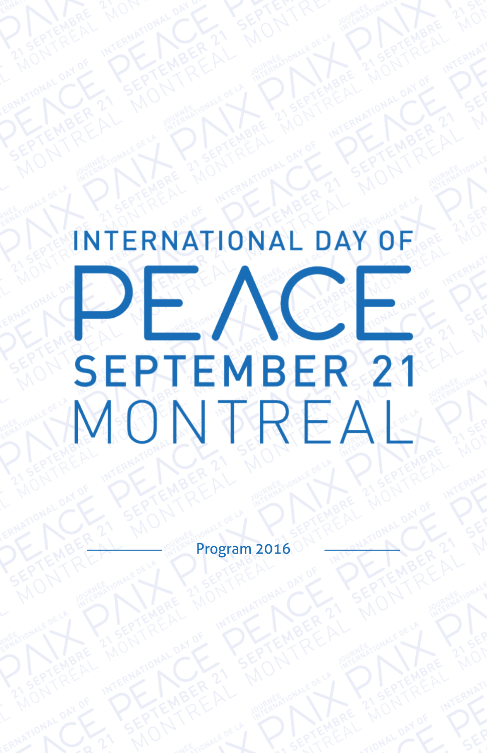# INTERNATIONAL DAY OF PEACE SEPTEMBER 21 MONTREAL

Program 2016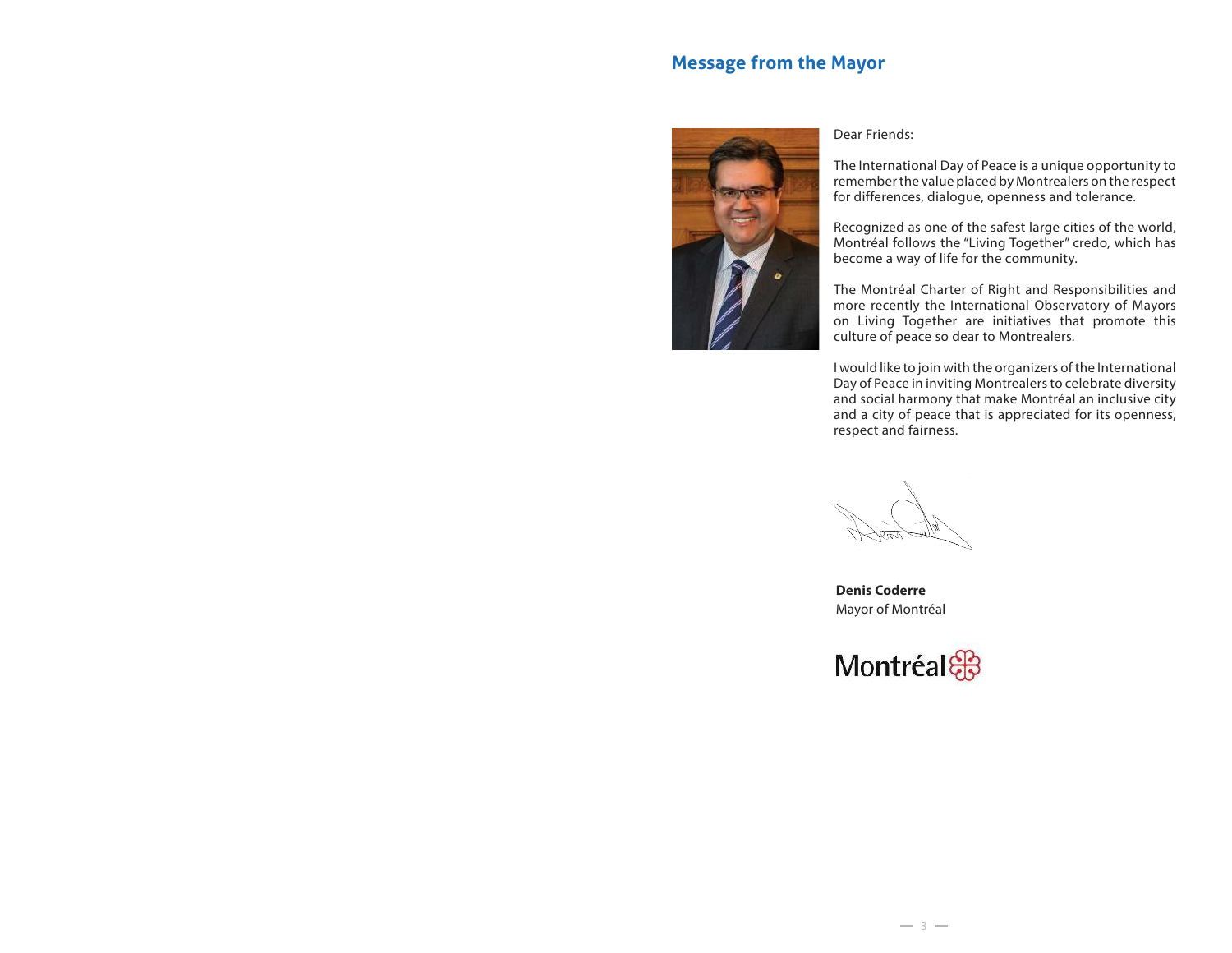## Message from the Mayor

Dear Friends:

The International Day of Peace is a unique opportunity to remember the value placed by Montrealers on the respect for differences, dialogue, openness and tolerance.

Recognized as one of the safest large cities of the world, Montréal follows the "Living Together" credo, which has become a way of life for the community.

The Montréal Charter of Right and Responsibilities and more recently the International Observatory of Mayors on Living Together are initiatives that promote this culture of peace so dear to Montrealers.

I would like to join with the organizers of the International Day of Peace in inviting Montrealers to celebrate diversity and social harmony that make Montréal an inclusive city and a city of peace that is appreciated for its openness, respect and fairness.

**Denis Coderre**
Mayor of Montréal

Montréal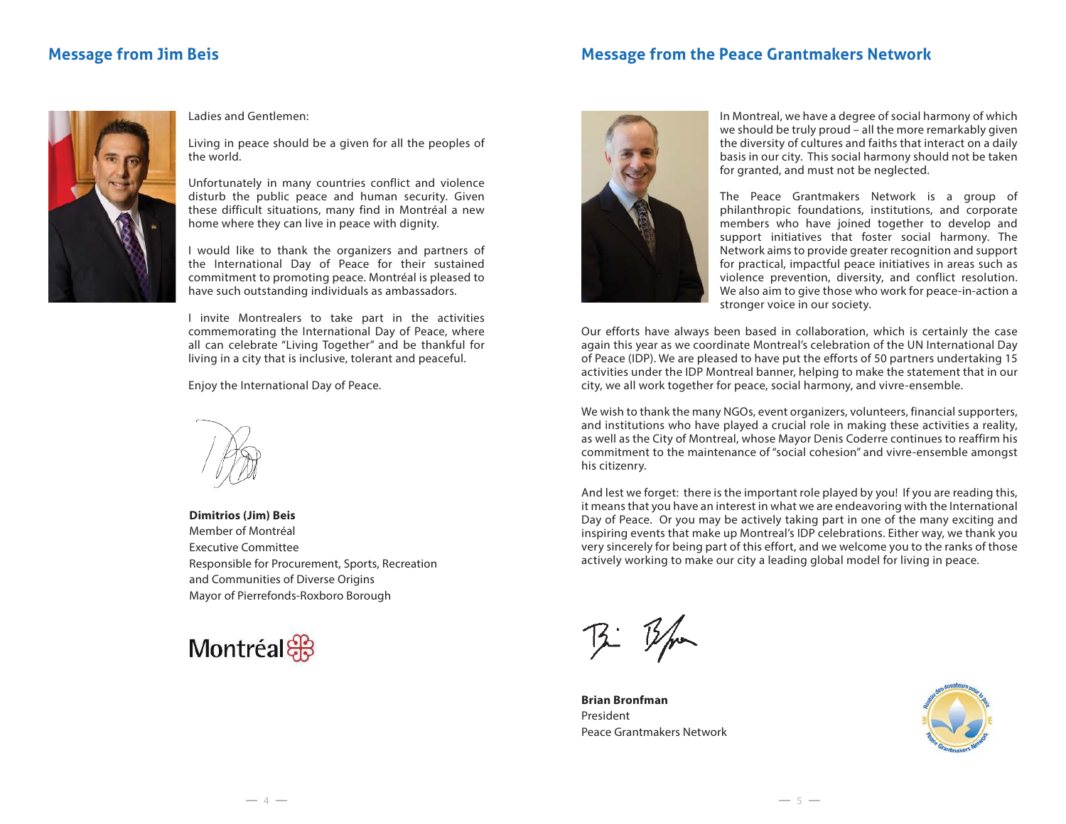## Message from Jim Beis

Ladies and Gentlemen:

Living in peace should be a given for all the peoples of the world.

Unfortunately in many countries conflict and violence disturb the public peace and human security. Given these difficult situations, many find in Montréal a new home where they can live in peace with dignity.

I would like to thank the organizers and partners of the International Day of Peace for their sustained commitment to promoting peace. Montréal is pleased to have such outstanding individuals as ambassadors.

I invite Montrealers to take part in the activities commemorating the International Day of Peace, where all can celebrate "Living Together" and be thankful for living in a city that is inclusive, tolerant and peaceful.

Enjoy the International Day of Peace.

**Dimitrios (Jim) Beis**
Member of Montréal
Executive Committee
Responsible for Procurement, Sports, Recreation
and Communities of Diverse Origins
Mayor of Pierrefonds-Roxboro Borough

Montréal

## Message from the Peace Grantmakers Network

In Montreal, we have a degree of social harmony of which we should be truly proud – all the more remarkably given the diversity of cultures and faiths that interact on a daily basis in our city. This social harmony should not be taken for granted, and must not be neglected.

The Peace Grantmakers Network is a group of philanthropic foundations, institutions, and corporate members who have joined together to develop and support initiatives that foster social harmony. The Network aims to provide greater recognition and support for practical, impactful peace initiatives in areas such as violence prevention, diversity, and conflict resolution. We also aim to give those who work for peace-in-action a stronger voice in our society.

Our efforts have always been based in collaboration, which is certainly the case again this year as we coordinate Montreal's celebration of the UN International Day of Peace (IDP). We are pleased to have put the efforts of 50 partners undertaking 15 activities under the IDP Montreal banner, helping to make the statement that in our city, we all work together for peace, social harmony, and vivre-ensemble.

We wish to thank the many NGOs, event organizers, volunteers, financial supporters, and institutions who have played a crucial role in making these activities a reality, as well as the City of Montreal, whose Mayor Denis Coderre continues to reaffirm his commitment to the maintenance of "social cohesion" and vivre-ensemble amongst his citizenry.

And lest we forget: there is the important role played by you! If you are reading this, it means that you have an interest in what we are endeavoring with the International Day of Peace. Or you may be actively taking part in one of the many exciting and inspiring events that make up Montreal's IDP celebrations. Either way, we thank you very sincerely for being part of this effort, and we welcome you to the ranks of those actively working to make our city a leading global model for living in peace.

**Brian Bronfman**
President
Peace Grantmakers Network

Réseau des donateurs pour la paix
Peace Grantmakers Network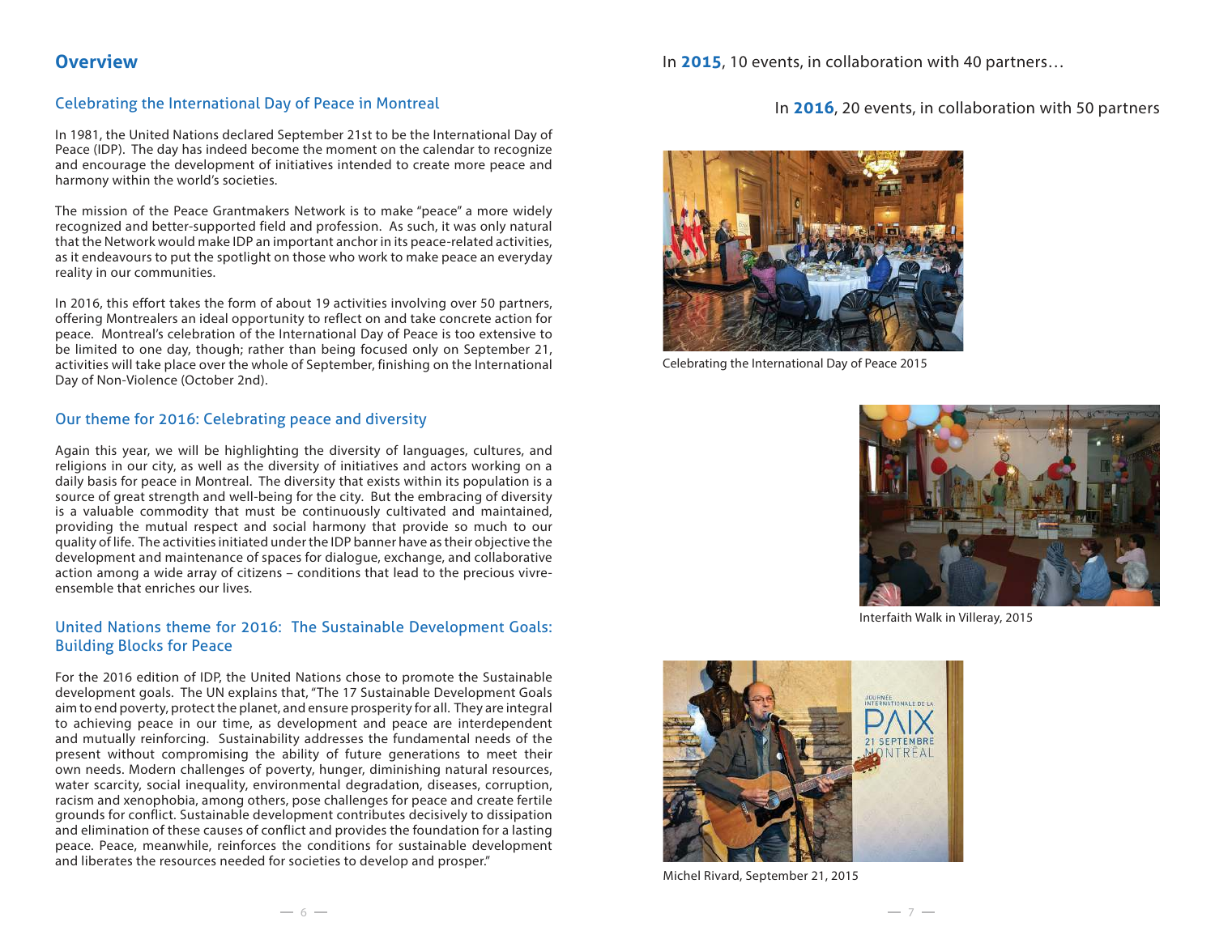## Overview

### Celebrating the International Day of Peace in Montreal

In 1981, the United Nations declared September 21st to be the International Day of Peace (IDP). The day has indeed become the moment on the calendar to recognize and encourage the development of initiatives intended to create more peace and harmony within the world's societies.

The mission of the Peace Grantmakers Network is to make "peace" a more widely recognized and better-supported field and profession. As such, it was only natural that the Network would make IDP an important anchor in its peace-related activities, as it endeavours to put the spotlight on those who work to make peace an everyday reality in our communities.

In 2016, this effort takes the form of about 19 activities involving over 50 partners, offering Montrealers an ideal opportunity to reflect on and take concrete action for peace. Montreal's celebration of the International Day of Peace is too extensive to be limited to one day, though; rather than being focused only on September 21, activities will take place over the whole of September, finishing on the International Day of Non-Violence (October 2nd).

### Our theme for 2016: Celebrating peace and diversity

Again this year, we will be highlighting the diversity of languages, cultures, and religions in our city, as well as the diversity of initiatives and actors working on a daily basis for peace in Montreal. The diversity that exists within its population is a source of great strength and well-being for the city. But the embracing of diversity is a valuable commodity that must be continuously cultivated and maintained, providing the mutual respect and social harmony that provide so much to our quality of life. The activities initiated under the IDP banner have as their objective the development and maintenance of spaces for dialogue, exchange, and collaborative action among a wide array of citizens – conditions that lead to the precious vivre-ensemble that enriches our lives.

### United Nations theme for 2016: The Sustainable Development Goals: Building Blocks for Peace

For the 2016 edition of IDP, the United Nations chose to promote the Sustainable development goals. The UN explains that, "The 17 Sustainable Development Goals aim to end poverty, protect the planet, and ensure prosperity for all. They are integral to achieving peace in our time, as development and peace are interdependent and mutually reinforcing. Sustainability addresses the fundamental needs of the present without compromising the ability of future generations to meet their own needs. Modern challenges of poverty, hunger, diminishing natural resources, water scarcity, social inequality, environmental degradation, diseases, corruption, racism and xenophobia, among others, pose challenges for peace and create fertile grounds for conflict. Sustainable development contributes decisively to dissipation and elimination of these causes of conflict and provides the foundation for a lasting peace. Peace, meanwhile, reinforces the conditions for sustainable development and liberates the resources needed for societies to develop and prosper."

In **2015**, 10 events, in collaboration with 40 partners…

In **2016**, 20 events, in collaboration with 50 partners

Celebrating the International Day of Peace 2015

Interfaith Walk in Villeray, 2015

Michel Rivard, September 21, 2015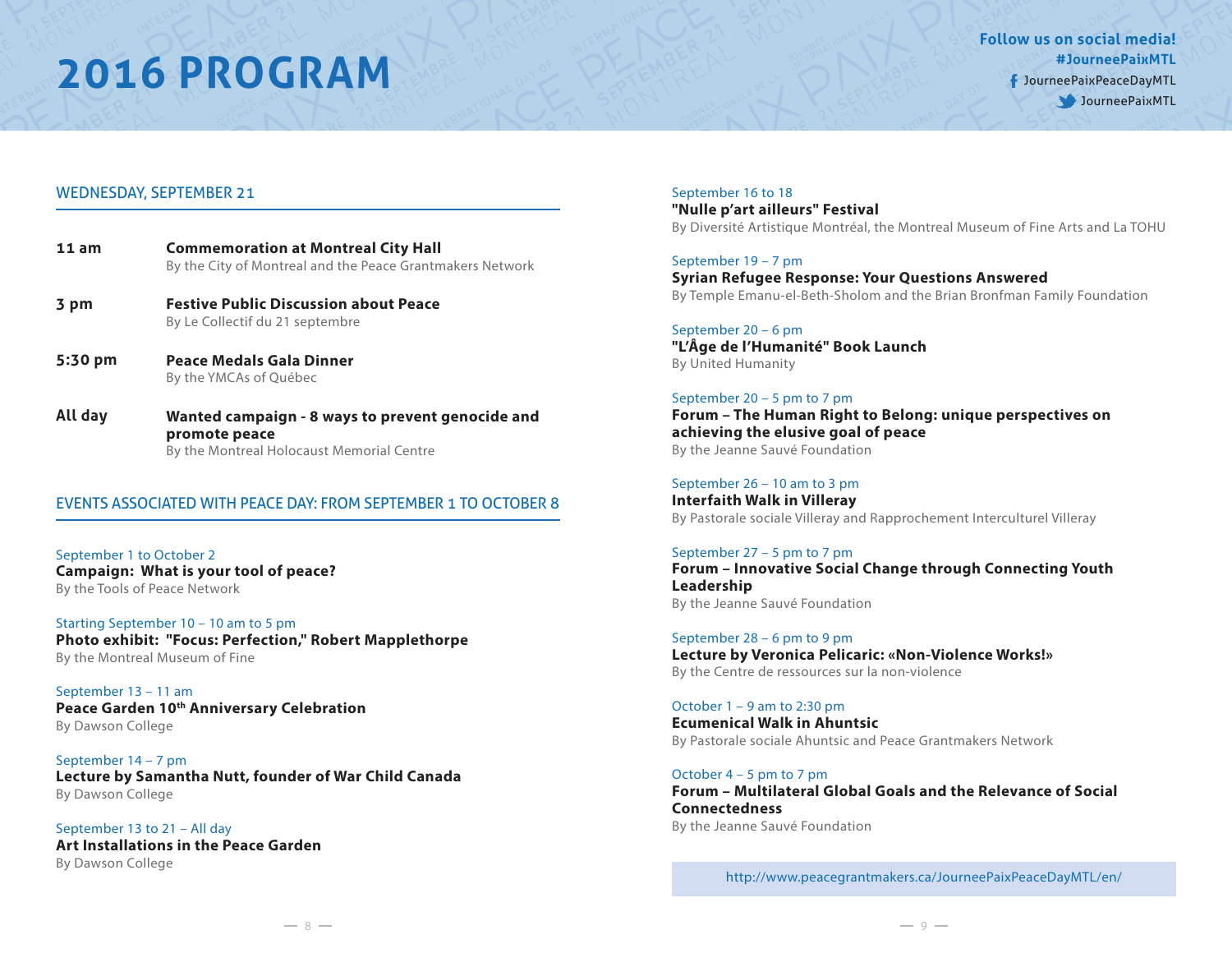# 2016 PROGRAM

**Follow us on social media!**
**#JourneePaixMTL**
JourneePaixPeaceDayMTL
JourneePaixMTL

## WEDNESDAY, SEPTEMBER 21

**11 am** — **Commemoration at Montreal City Hall**
By the City of Montreal and the Peace Grantmakers Network

**3 pm** — **Festive Public Discussion about Peace**
By Le Collectif du 21 septembre

**5:30 pm** — **Peace Medals Gala Dinner**
By the YMCAs of Québec

**All day** — **Wanted campaign - 8 ways to prevent genocide and promote peace**
By the Montreal Holocaust Memorial Centre

## EVENTS ASSOCIATED WITH PEACE DAY: FROM SEPTEMBER 1 TO OCTOBER 8

September 1 to October 2
**Campaign: What is your tool of peace?**
By the Tools of Peace Network

Starting September 10 – 10 am to 5 pm
**Photo exhibit: "Focus: Perfection," Robert Mapplethorpe**
By the Montreal Museum of Fine

September 13 – 11 am
**Peace Garden 10th Anniversary Celebration**
By Dawson College

September 14 – 7 pm
**Lecture by Samantha Nutt, founder of War Child Canada**
By Dawson College

September 13 to 21 – All day
**Art Installations in the Peace Garden**
By Dawson College

September 16 to 18
**"Nulle p'art ailleurs" Festival**
By Diversité Artistique Montréal, the Montreal Museum of Fine Arts and La TOHU

September 19 – 7 pm
**Syrian Refugee Response: Your Questions Answered**
By Temple Emanu-el-Beth-Sholom and the Brian Bronfman Family Foundation

September 20 – 6 pm
**"L'Âge de l'Humanité" Book Launch**
By United Humanity

September 20 – 5 pm to 7 pm
**Forum – The Human Right to Belong: unique perspectives on achieving the elusive goal of peace**
By the Jeanne Sauvé Foundation

September 26 – 10 am to 3 pm
**Interfaith Walk in Villeray**
By Pastorale sociale Villeray and Rapprochement Interculturel Villeray

September 27 – 5 pm to 7 pm
**Forum – Innovative Social Change through Connecting Youth Leadership**
By the Jeanne Sauvé Foundation

September 28 – 6 pm to 9 pm
**Lecture by Veronica Pelicaric: «Non-Violence Works!»**
By the Centre de ressources sur la non-violence

October 1 – 9 am to 2:30 pm
**Ecumenical Walk in Ahuntsic**
By Pastorale sociale Ahuntsic and Peace Grantmakers Network

October 4 – 5 pm to 7 pm
**Forum – Multilateral Global Goals and the Relevance of Social Connectedness**
By the Jeanne Sauvé Foundation

http://www.peacegrantmakers.ca/JourneePaixPeaceDayMTL/en/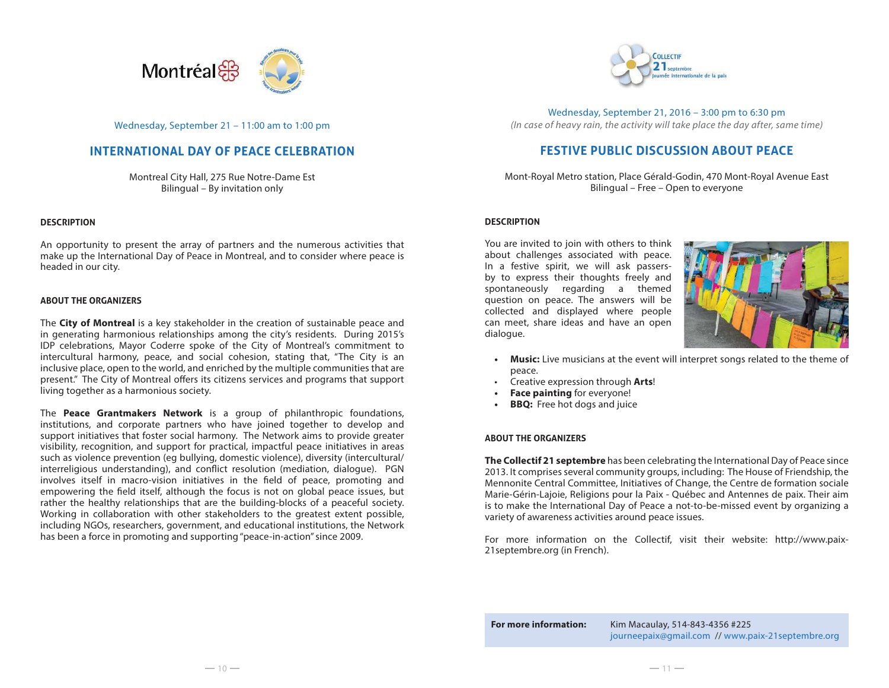Wednesday, September 21 – 11:00 am to 1:00 pm

## INTERNATIONAL DAY OF PEACE CELEBRATION

Montreal City Hall, 275 Rue Notre-Dame Est
Bilingual – By invitation only

### DESCRIPTION

An opportunity to present the array of partners and the numerous activities that make up the International Day of Peace in Montreal, and to consider where peace is headed in our city.

### ABOUT THE ORGANIZERS

The **City of Montreal** is a key stakeholder in the creation of sustainable peace and in generating harmonious relationships among the city's residents. During 2015's IDP celebrations, Mayor Coderre spoke of the City of Montreal's commitment to intercultural harmony, peace, and social cohesion, stating that, "The City is an inclusive place, open to the world, and enriched by the multiple communities that are present." The City of Montreal offers its citizens services and programs that support living together as a harmonious society.

The **Peace Grantmakers Network** is a group of philanthropic foundations, institutions, and corporate partners who have joined together to develop and support initiatives that foster social harmony. The Network aims to provide greater visibility, recognition, and support for practical, impactful peace initiatives in areas such as violence prevention (eg bullying, domestic violence), diversity (intercultural/interreligious understanding), and conflict resolution (mediation, dialogue). PGN involves itself in macro-vision initiatives in the field of peace, promoting and empowering the field itself, although the focus is not on global peace issues, but rather the healthy relationships that are the building-blocks of a peaceful society. Working in collaboration with other stakeholders to the greatest extent possible, including NGOs, researchers, government, and educational institutions, the Network has been a force in promoting and supporting "peace-in-action" since 2009.

Wednesday, September 21, 2016 – 3:00 pm to 6:30 pm
*(In case of heavy rain, the activity will take place the day after, same time)*

## FESTIVE PUBLIC DISCUSSION ABOUT PEACE

Mont-Royal Metro station, Place Gérald-Godin, 470 Mont-Royal Avenue East
Bilingual – Free – Open to everyone

### DESCRIPTION

You are invited to join with others to think about challenges associated with peace. In a festive spirit, we will ask passers-by to express their thoughts freely and spontaneously regarding a themed question on peace. The answers will be collected and displayed where people can meet, share ideas and have an open dialogue.

- **Music:** Live musicians at the event will interpret songs related to the theme of peace.
- Creative expression through **Arts**!
- **Face painting** for everyone!
- **BBQ:** Free hot dogs and juice

### ABOUT THE ORGANIZERS

**The Collectif 21 septembre** has been celebrating the International Day of Peace since 2013. It comprises several community groups, including: The House of Friendship, the Mennonite Central Committee, Initiatives of Change, the Centre de formation sociale Marie-Gérin-Lajoie, Religions pour la Paix - Québec and Antennes de paix. Their aim is to make the International Day of Peace a not-to-be-missed event by organizing a variety of awareness activities around peace issues.

For more information on the Collectif, visit their website: http://www.paix-21septembre.org (in French).

**For more information:** Kim Macaulay, 514-843-4356 #225
journeepaix@gmail.com // www.paix-21septembre.org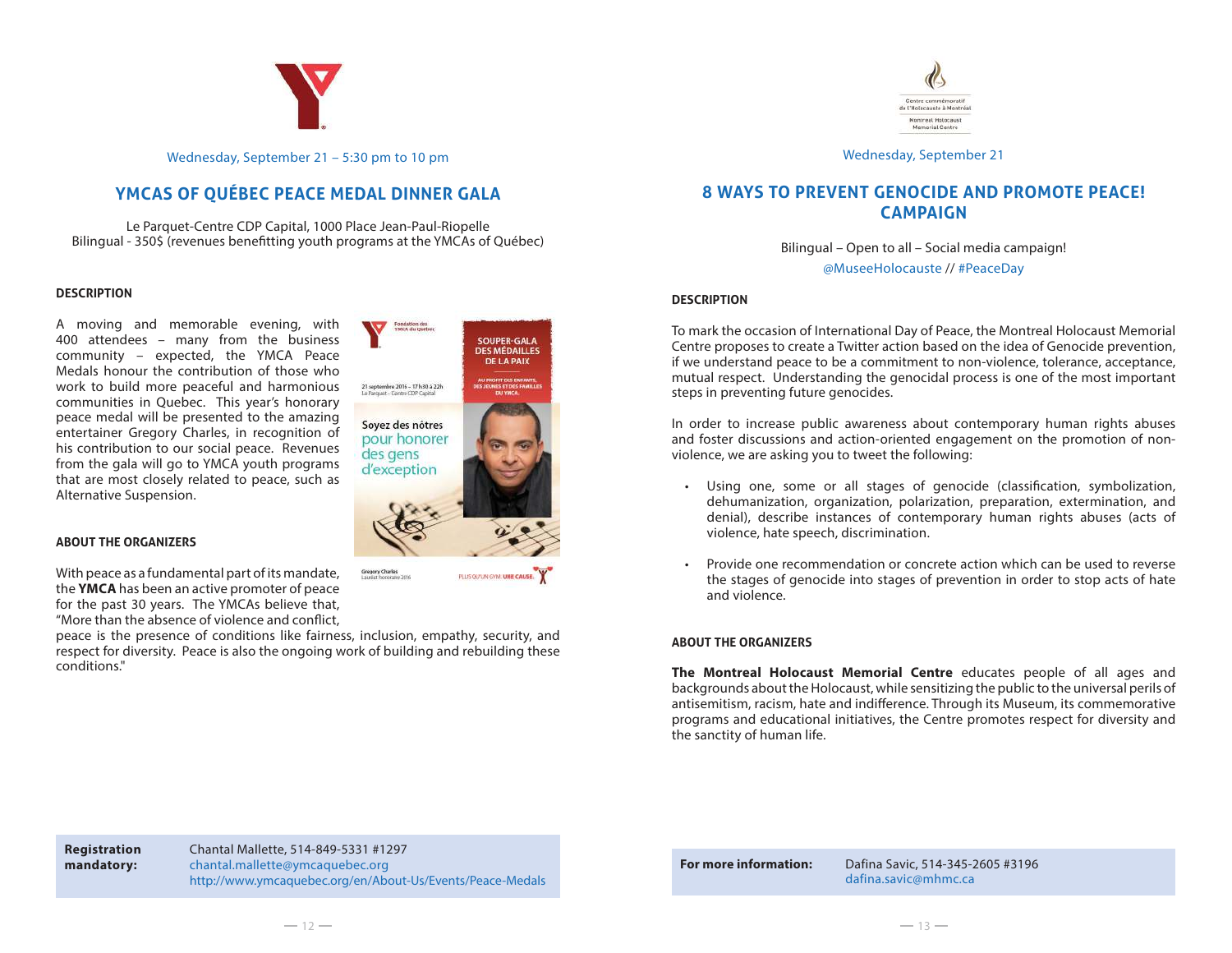Wednesday, September 21 – 5:30 pm to 10 pm

## YMCAS OF QUÉBEC PEACE MEDAL DINNER GALA

Le Parquet-Centre CDP Capital, 1000 Place Jean-Paul-Riopelle
Bilingual - 350$ (revenues benefitting youth programs at the YMCAs of Québec)

### DESCRIPTION

A moving and memorable evening, with 400 attendees – many from the business community – expected, the YMCA Peace Medals honour the contribution of those who work to build more peaceful and harmonious communities in Quebec. This year's honorary peace medal will be presented to the amazing entertainer Gregory Charles, in recognition of his contribution to our social peace. Revenues from the gala will go to YMCA youth programs that are most closely related to peace, such as Alternative Suspension.

### ABOUT THE ORGANIZERS

With peace as a fundamental part of its mandate, the **YMCA** has been an active promoter of peace for the past 30 years. The YMCAs believe that, "More than the absence of violence and conflict, peace is the presence of conditions like fairness, inclusion, empathy, security, and respect for diversity. Peace is also the ongoing work of building and rebuilding these conditions."

| **Registration mandatory:** | Chantal Mallette, 514-849-5331 #1297<br>chantal.mallette@ymcaquebec.org<br>http://www.ymcaquebec.org/en/About-Us/Events/Peace-Medals |
|---|---|

Wednesday, September 21

## 8 WAYS TO PREVENT GENOCIDE AND PROMOTE PEACE! CAMPAIGN

Bilingual – Open to all – Social media campaign!
@MuseeHolocauste // #PeaceDay

### DESCRIPTION

To mark the occasion of International Day of Peace, the Montreal Holocaust Memorial Centre proposes to create a Twitter action based on the idea of Genocide prevention, if we understand peace to be a commitment to non-violence, tolerance, acceptance, mutual respect. Understanding the genocidal process is one of the most important steps in preventing future genocides.

In order to increase public awareness about contemporary human rights abuses and foster discussions and action-oriented engagement on the promotion of non-violence, we are asking you to tweet the following:

- Using one, some or all stages of genocide (classification, symbolization, dehumanization, organization, polarization, preparation, extermination, and denial), describe instances of contemporary human rights abuses (acts of violence, hate speech, discrimination.
- Provide one recommendation or concrete action which can be used to reverse the stages of genocide into stages of prevention in order to stop acts of hate and violence.

### ABOUT THE ORGANIZERS

**The Montreal Holocaust Memorial Centre** educates people of all ages and backgrounds about the Holocaust, while sensitizing the public to the universal perils of antisemitism, racism, hate and indifference. Through its Museum, its commemorative programs and educational initiatives, the Centre promotes respect for diversity and the sanctity of human life.

| **For more information:** | Dafina Savic, 514-345-2605 #3196<br>dafina.savic@mhmc.ca |
|---|---|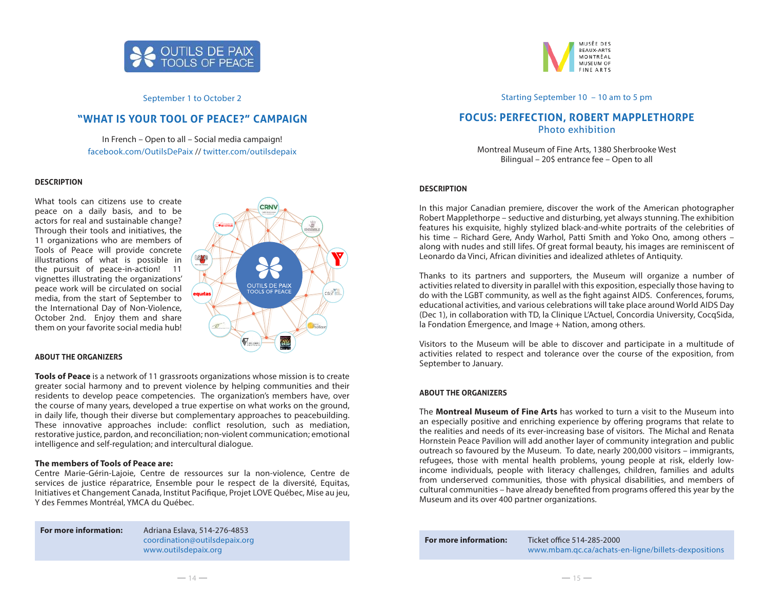OUTILS DE PAIX
TOOLS OF PEACE

September 1 to October 2

## "WHAT IS YOUR TOOL OF PEACE?" CAMPAIGN

In French – Open to all – Social media campaign!
facebook.com/OutilsDePaix // twitter.com/outilsdepaix

### DESCRIPTION

What tools can citizens use to create peace on a daily basis, and to be actors for real and sustainable change? Through their tools and initiatives, the 11 organizations who are members of Tools of Peace will provide concrete illustrations of what is possible in the pursuit of peace-in-action! 11 vignettes illustrating the organizations' peace work will be circulated on social media, from the start of September to the International Day of Non-Violence, October 2nd. Enjoy them and share them on your favorite social media hub!

### ABOUT THE ORGANIZERS

**Tools of Peace** is a network of 11 grassroots organizations whose mission is to create greater social harmony and to prevent violence by helping communities and their residents to develop peace competencies. The organization's members have, over the course of many years, developed a true expertise on what works on the ground, in daily life, though their diverse but complementary approaches to peacebuilding. These innovative approaches include: conflict resolution, such as mediation, restorative justice, pardon, and reconciliation; non-violent communication; emotional intelligence and self-regulation; and intercultural dialogue.

**The members of Tools of Peace are:**
Centre Marie-Gérin-Lajoie, Centre de ressources sur la non-violence, Centre de services de justice réparatrice, Ensemble pour le respect de la diversité, Equitas, Initiatives et Changement Canada, Institut Pacifique, Projet LOVE Québec, Mise au jeu, Y des Femmes Montréal, YMCA du Québec.

| **For more information:** | Adriana Eslava, 514-276-4853<br>coordination@outilsdepaix.org<br>www.outilsdepaix.org |
|---|---|

MUSÉE DES BEAUX-ARTS MONTRÉAL
MUSEUM OF FINE ARTS

Starting September 10 – 10 am to 5 pm

## FOCUS: PERFECTION, ROBERT MAPPLETHORPE
Photo exhibition

Montreal Museum of Fine Arts, 1380 Sherbrooke West
Bilingual – 20$ entrance fee – Open to all

### DESCRIPTION

In this major Canadian premiere, discover the work of the American photographer Robert Mapplethorpe – seductive and disturbing, yet always stunning. The exhibition features his exquisite, highly stylized black-and-white portraits of the celebrities of his time – Richard Gere, Andy Warhol, Patti Smith and Yoko Ono, among others – along with nudes and still lifes. Of great formal beauty, his images are reminiscent of Leonardo da Vinci, African divinities and idealized athletes of Antiquity.

Thanks to its partners and supporters, the Museum will organize a number of activities related to diversity in parallel with this exposition, especially those having to do with the LGBT community, as well as the fight against AIDS. Conferences, forums, educational activities, and various celebrations will take place around World AIDS Day (Dec 1), in collaboration with TD, la Clinique L'Actuel, Concordia University, CocqSida, la Fondation Émergence, and Image + Nation, among others.

Visitors to the Museum will be able to discover and participate in a multitude of activities related to respect and tolerance over the course of the exposition, from September to January.

### ABOUT THE ORGANIZERS

The **Montreal Museum of Fine Arts** has worked to turn a visit to the Museum into an especially positive and enriching experience by offering programs that relate to the realities and needs of its ever-increasing base of visitors. The Michal and Renata Hornstein Peace Pavilion will add another layer of community integration and public outreach so favoured by the Museum. To date, nearly 200,000 visitors – immigrants, refugees, those with mental health problems, young people at risk, elderly low-income individuals, people with literacy challenges, children, families and adults from underserved communities, those with physical disabilities, and members of cultural communities – have already benefited from programs offered this year by the Museum and its over 400 partner organizations.

| **For more information:** | Ticket office 514-285-2000<br>www.mbam.qc.ca/achats-en-ligne/billets-dexpositions |
|---|---|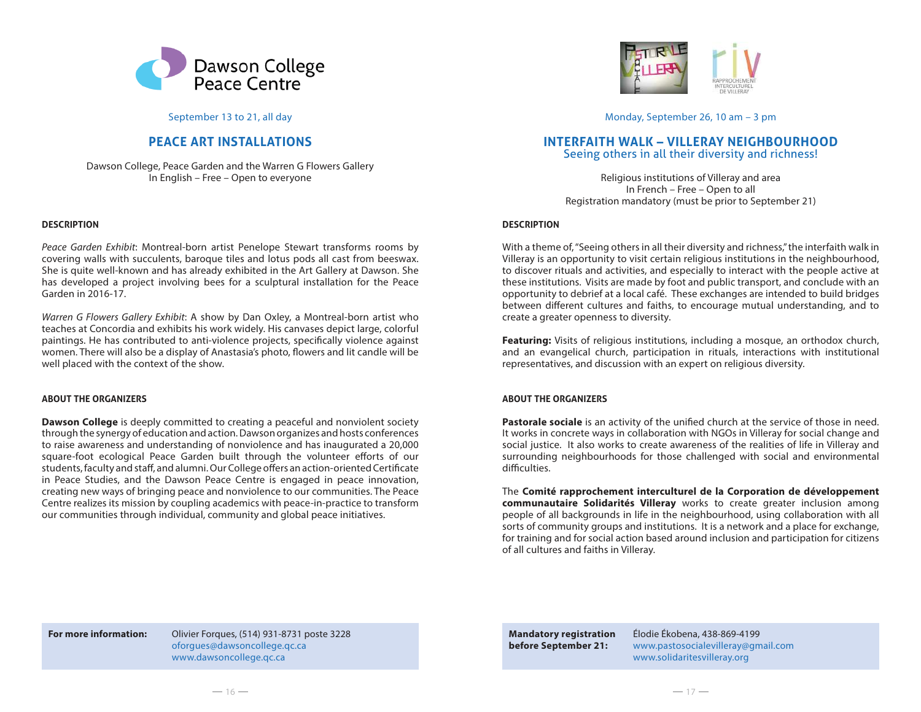Dawson College Peace Centre

September 13 to 21, all day

## PEACE ART INSTALLATIONS

Dawson College, Peace Garden and the Warren G Flowers Gallery
In English – Free – Open to everyone

### DESCRIPTION

*Peace Garden Exhibit*: Montreal-born artist Penelope Stewart transforms rooms by covering walls with succulents, baroque tiles and lotus pods all cast from beeswax. She is quite well-known and has already exhibited in the Art Gallery at Dawson. She has developed a project involving bees for a sculptural installation for the Peace Garden in 2016-17.

*Warren G Flowers Gallery Exhibit*: A show by Dan Oxley, a Montreal-born artist who teaches at Concordia and exhibits his work widely. His canvases depict large, colorful paintings. He has contributed to anti-violence projects, specifically violence against women. There will also be a display of Anastasia's photo, flowers and lit candle will be well placed with the context of the show.

### ABOUT THE ORGANIZERS

**Dawson College** is deeply committed to creating a peaceful and nonviolent society through the synergy of education and action. Dawson organizes and hosts conferences to raise awareness and understanding of nonviolence and has inaugurated a 20,000 square-foot ecological Peace Garden built through the volunteer efforts of our students, faculty and staff, and alumni. Our College offers an action-oriented Certificate in Peace Studies, and the Dawson Peace Centre is engaged in peace innovation, creating new ways of bringing peace and nonviolence to our communities. The Peace Centre realizes its mission by coupling academics with peace-in-practice to transform our communities through individual, community and global peace initiatives.

**For more information:** Olivier Forques, (514) 931-8731 poste 3228
oforgues@dawsoncollege.qc.ca
www.dawsoncollege.qc.ca

Monday, September 26, 10 am – 3 pm

## INTERFAITH WALK – VILLERAY NEIGHBOURHOOD
Seeing others in all their diversity and richness!

Religious institutions of Villeray and area
In French – Free – Open to all
Registration mandatory (must be prior to September 21)

### DESCRIPTION

With a theme of, "Seeing others in all their diversity and richness," the interfaith walk in Villeray is an opportunity to visit certain religious institutions in the neighbourhood, to discover rituals and activities, and especially to interact with the people active at these institutions. Visits are made by foot and public transport, and conclude with an opportunity to debrief at a local café. These exchanges are intended to build bridges between different cultures and faiths, to encourage mutual understanding, and to create a greater openness to diversity.

**Featuring:** Visits of religious institutions, including a mosque, an orthodox church, and an evangelical church, participation in rituals, interactions with institutional representatives, and discussion with an expert on religious diversity.

### ABOUT THE ORGANIZERS

**Pastorale sociale** is an activity of the unified church at the service of those in need. It works in concrete ways in collaboration with NGOs in Villeray for social change and social justice. It also works to create awareness of the realities of life in Villeray and surrounding neighbourhoods for those challenged with social and environmental difficulties.

The **Comité rapprochement interculturel de la Corporation de développement communautaire Solidarités Villeray** works to create greater inclusion among people of all backgrounds in life in the neighbourhood, using collaboration with all sorts of community groups and institutions. It is a network and a place for exchange, for training and for social action based around inclusion and participation for citizens of all cultures and faiths in Villeray.

**Mandatory registration before September 21:** Élodie Ékobena, 438-869-4199
www.pastosocialevilleray@gmail.com
www.solidaritesvilleray.org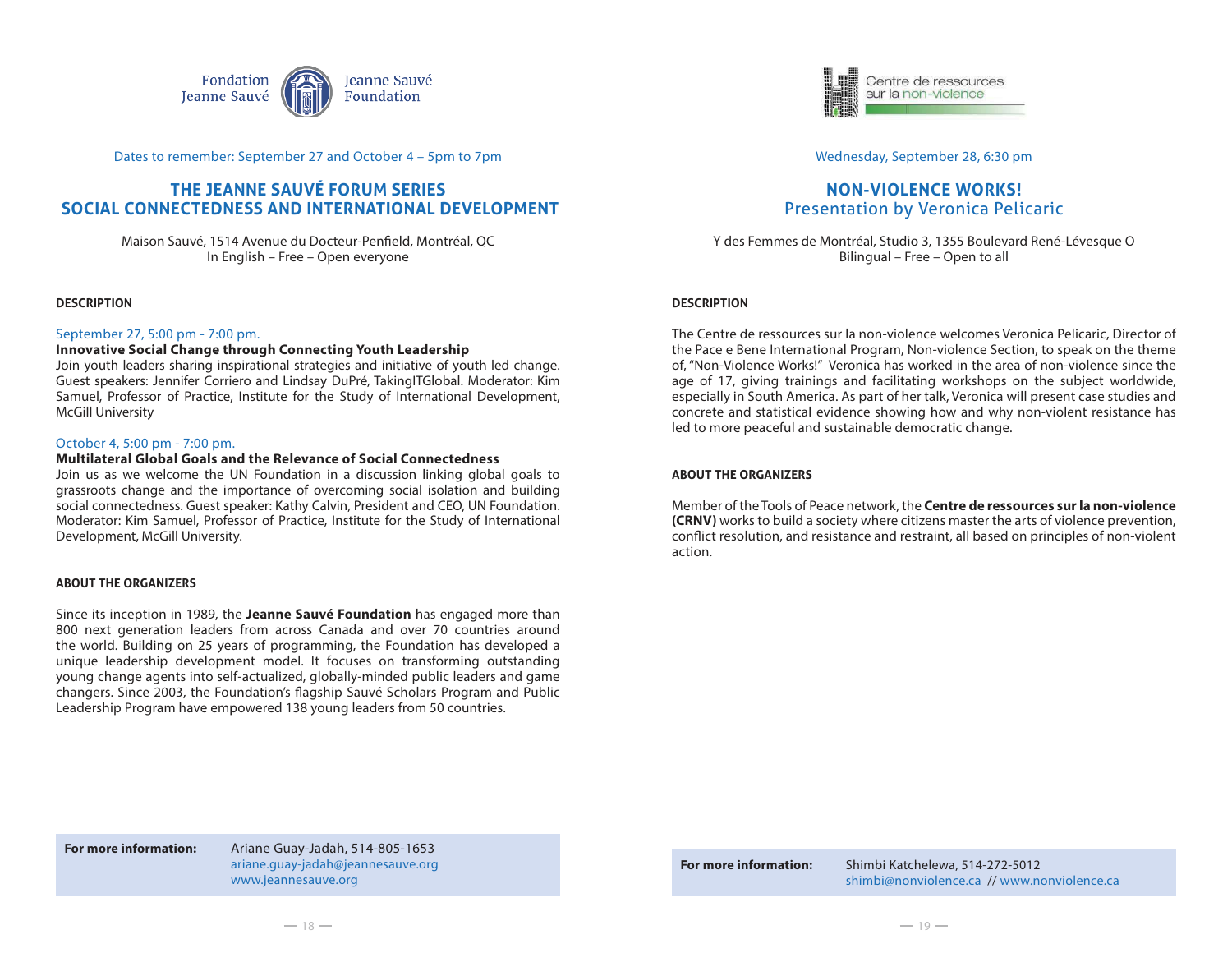Fondation Jeanne Sauvé — Jeanne Sauvé Foundation

Dates to remember: September 27 and October 4 – 5pm to 7pm

## THE JEANNE SAUVÉ FORUM SERIES
## SOCIAL CONNECTEDNESS AND INTERNATIONAL DEVELOPMENT

Maison Sauvé, 1514 Avenue du Docteur-Penfield, Montréal, QC
In English – Free – Open everyone

### DESCRIPTION

September 27, 5:00 pm - 7:00 pm.

**Innovative Social Change through Connecting Youth Leadership**

Join youth leaders sharing inspirational strategies and initiative of youth led change. Guest speakers: Jennifer Corriero and Lindsay DuPré, TakingITGlobal. Moderator: Kim Samuel, Professor of Practice, Institute for the Study of International Development, McGill University

October 4, 5:00 pm - 7:00 pm.

**Multilateral Global Goals and the Relevance of Social Connectedness**

Join us as we welcome the UN Foundation in a discussion linking global goals to grassroots change and the importance of overcoming social isolation and building social connectedness. Guest speaker: Kathy Calvin, President and CEO, UN Foundation. Moderator: Kim Samuel, Professor of Practice, Institute for the Study of International Development, McGill University.

### ABOUT THE ORGANIZERS

Since its inception in 1989, the **Jeanne Sauvé Foundation** has engaged more than 800 next generation leaders from across Canada and over 70 countries around the world. Building on 25 years of programming, the Foundation has developed a unique leadership development model. It focuses on transforming outstanding young change agents into self-actualized, globally-minded public leaders and game changers. Since 2003, the Foundation's flagship Sauvé Scholars Program and Public Leadership Program have empowered 138 young leaders from 50 countries.

| **For more information:** | Ariane Guay-Jadah, 514-805-1653<br>ariane.guay-jadah@jeannesauve.org<br>www.jeannesauve.org |
|---|---|

Centre de ressources sur la non-violence

Wednesday, September 28, 6:30 pm

## NON-VIOLENCE WORKS!
## Presentation by Veronica Pelicaric

Y des Femmes de Montréal, Studio 3, 1355 Boulevard René-Lévesque O
Bilingual – Free – Open to all

### DESCRIPTION

The Centre de ressources sur la non-violence welcomes Veronica Pelicaric, Director of the Pace e Bene International Program, Non-violence Section, to speak on the theme of, "Non-Violence Works!" Veronica has worked in the area of non-violence since the age of 17, giving trainings and facilitating workshops on the subject worldwide, especially in South America. As part of her talk, Veronica will present case studies and concrete and statistical evidence showing how and why non-violent resistance has led to more peaceful and sustainable democratic change.

### ABOUT THE ORGANIZERS

Member of the Tools of Peace network, the **Centre de ressources sur la non-violence (CRNV)** works to build a society where citizens master the arts of violence prevention, conflict resolution, and resistance and restraint, all based on principles of non-violent action.

| **For more information:** | Shimbi Katchelewa, 514-272-5012<br>shimbi@nonviolence.ca // www.nonviolence.ca |
|---|---|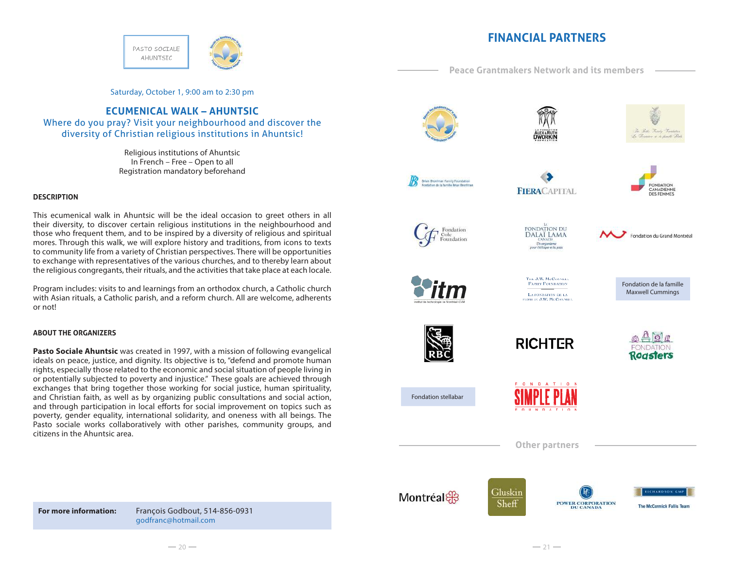PASTO SOCIALE AHUNTSIC

Saturday, October 1, 9:00 am to 2:30 pm

## ECUMENICAL WALK – AHUNTSIC

### Where do you pray? Visit your neighbourhood and discover the diversity of Christian religious institutions in Ahuntsic!

Religious institutions of Ahuntsic
In French – Free – Open to all
Registration mandatory beforehand

**DESCRIPTION**

This ecumenical walk in Ahuntsic will be the ideal occasion to greet others in all their diversity, to discover certain religious institutions in the neighbourhood and those who frequent them, and to be inspired by a diversity of religious and spiritual mores. Through this walk, we will explore history and traditions, from icons to texts to community life from a variety of Christian perspectives. There will be opportunities to exchange with representatives of the various churches, and to thereby learn about the religious congregants, their rituals, and the activities that take place at each locale.

Program includes: visits to and learnings from an orthodox church, a Catholic church with Asian rituals, a Catholic parish, and a reform church. All are welcome, adherents or not!

**ABOUT THE ORGANIZERS**

**Pasto Sociale Ahuntsic** was created in 1997, with a mission of following evangelical ideals on peace, justice, and dignity. Its objective is to, "defend and promote human rights, especially those related to the economic and social situation of people living in or potentially subjected to poverty and injustice." These goals are achieved through exchanges that bring together those working for social justice, human spirituality, and Christian faith, as well as by organizing public consultations and social action, and through participation in local efforts for social improvement on topics such as poverty, gender equality, international solidarity, and oneness with all beings. The Pasto sociale works collaboratively with other parishes, community groups, and citizens in the Ahuntsic area.

| For more information: | François Godbout, 514-856-0931<br>godfranc@hotmail.com |
|---|---|

## FINANCIAL PARTNERS

### Peace Grantmakers Network and its members

- Peace Grantmakers Network
- The Alex & Ruth Dworkin Foundation
- The Beth Family Foundation / La Fondation de la famille Beth
- Brian Bronfman Family Foundation / Fondation de la famille Brian Bronfman
- Fiera Capital
- Fondation canadienne des femmes
- Fondation Cole Foundation
- Fondation du Dalaï Lama Canada – Un organisme pour l'éthique et la paix
- Fondation du Grand Montréal
- itm – Institut de technologie de Montréal-CVM
- The J.W. McConnell Family Foundation / La Fondation de la famille J.W. McConnell
- Fondation de la famille Maxwell Cummings
- RBC
- Richter
- Fondation Roasters
- Fondation stellabar
- Fondation Simple Plan Foundation

### Other partners

- Montréal
- Gluskin Sheff
- Power Corporation du Canada
- Richardson GMP – The McCormick Fallis Team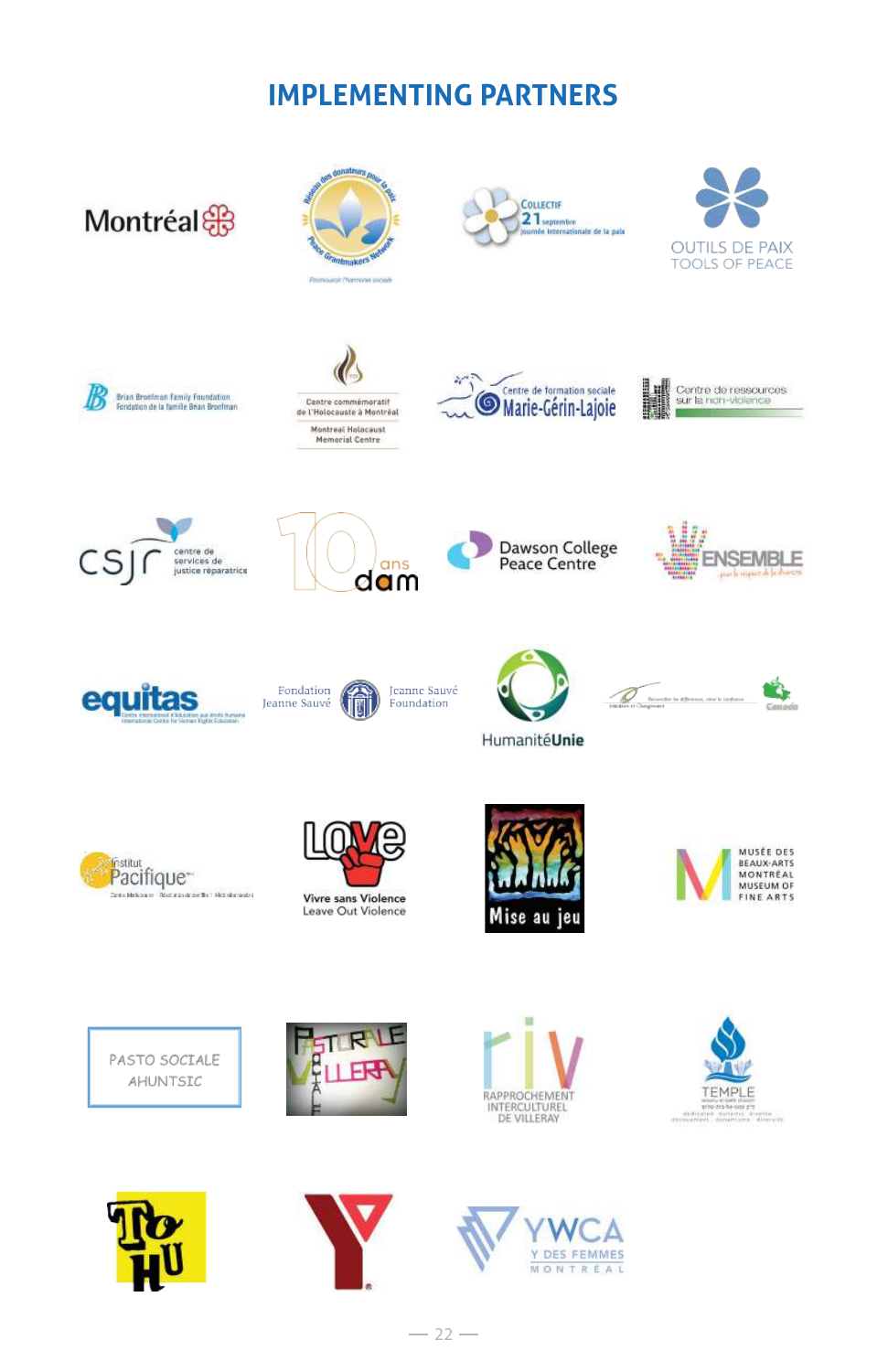# IMPLEMENTING PARTNERS

Montréal

Réseau des donateurs pour la paix – Peace Grantmakers Network

Promouvoir l'harmonie sociale

Collectif 21 septembre – Journée internationale de la paix

OUTILS DE PAIX
TOOLS OF PEACE

Brian Bronfman Family Foundation
Fondation de la famille Brian Bronfman

Centre commémoratif de l'Holocauste à Montréal
Montreal Holocaust Memorial Centre

Centre de formation sociale Marie-Gérin-Lajoie

Centre de ressources sur la non-violence

csjr centre de services de justice réparatrice

10 ans dam

Dawson College Peace Centre

ENSEMBLE pour le respect de la diversité

equitas
Centre international d'éducation aux droits humains
International Centre for Human Rights Education

Fondation Jeanne Sauvé
Jeanne Sauvé Foundation

HumanitéUnie

Canada

Institut Pacifique

LOVE
Vivre sans Violence
Leave Out Violence

Mise au jeu

MUSÉE DES BEAUX-ARTS MONTRÉAL
MUSEUM OF FINE ARTS

PASTO SOCIALE AHUNTSIC

PASTORALE VILLERAY

RAPPROCHEMENT INTERCULTUREL DE VILLERAY

TEMPLE

To HU

YWCA
Y DES FEMMES
MONTRÉAL